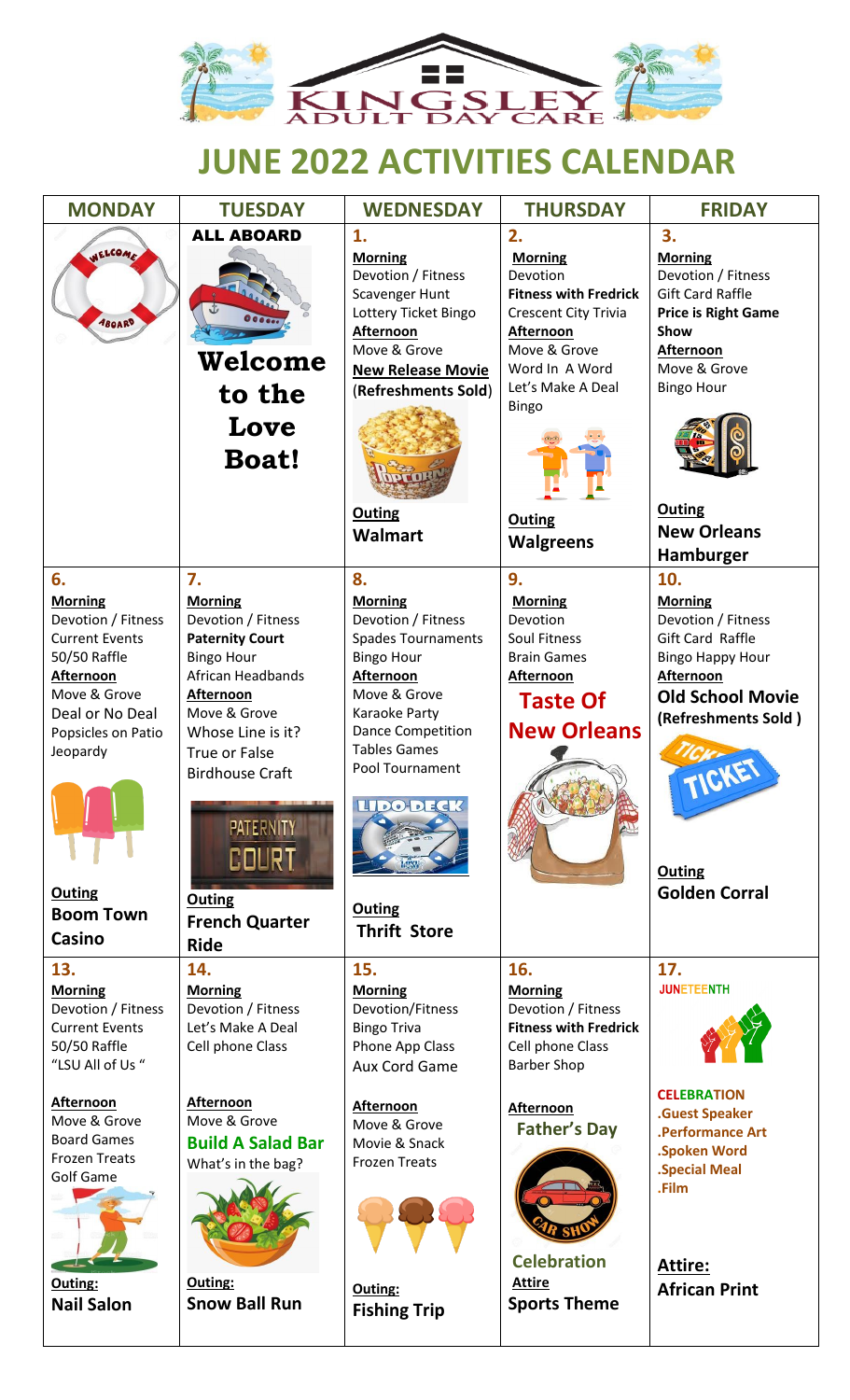# KINGSLEY ADULT DAY CARE

## JUNE 2022 ACTIVITIES CALENDAR

| MONDAY | TUESDAY | WEDNESDAY | THURSDAY | FRIDAY |
|---|---|---|---|---|
| | **ALL ABOARD**<br>**Welcome to the Love Boat!** | **1.**<br>**Morning**<br>Devotion / Fitness<br>Scavenger Hunt<br>Lottery Ticket Bingo<br>**Afternoon**<br>Move & Grove<br>**New Release Movie**<br>**(Refreshments Sold)**<br>**Outing**<br>**Walmart** | **2.**<br>**Morning**<br>Devotion<br>**Fitness with Fredrick**<br>Crescent City Trivia<br>**Afternoon**<br>Move & Grove<br>Word In A Word<br>Let's Make A Deal<br>Bingo<br>**Outing**<br>**Walgreens** | **3.**<br>**Morning**<br>Devotion / Fitness<br>Gift Card Raffle<br>**Price is Right Game Show**<br>**Afternoon**<br>Move & Grove<br>Bingo Hour<br>**Outing**<br>**New Orleans Hamburger** |
| **6.**<br>**Morning**<br>Devotion / Fitness<br>Current Events<br>50/50 Raffle<br>**Afternoon**<br>Move & Grove<br>Deal or No Deal<br>Popsicles on Patio<br>Jeopardy<br>**Outing**<br>**Boom Town Casino** | **7.**<br>**Morning**<br>Devotion / Fitness<br>**Paternity Court**<br>Bingo Hour<br>African Headbands<br>**Afternoon**<br>Move & Grove<br>Whose Line is it?<br>True or False<br>Birdhouse Craft<br>**Outing**<br>**French Quarter Ride** | **8.**<br>**Morning**<br>Devotion / Fitness<br>Spades Tournaments<br>Bingo Hour<br>**Afternoon**<br>Move & Grove<br>Karaoke Party<br>Dance Competition<br>Tables Games<br>Pool Tournament<br>**Outing**<br>**Thrift Store** | **9.**<br>**Morning**<br>Devotion<br>Soul Fitness<br>Brain Games<br>**Afternoon**<br>**Taste Of New Orleans** | **10.**<br>**Morning**<br>Devotion / Fitness<br>Gift Card Raffle<br>Bingo Happy Hour<br>**Afternoon**<br>**Old School Movie (Refreshments Sold )**<br>**Outing**<br>**Golden Corral** |
| **13.**<br>**Morning**<br>Devotion / Fitness<br>Current Events<br>50/50 Raffle<br>"LSU All of Us "<br>**Afternoon**<br>Move & Grove<br>Board Games<br>Frozen Treats<br>Golf Game<br>**Outing:**<br>**Nail Salon** | **14.**<br>**Morning**<br>Devotion / Fitness<br>Let's Make A Deal<br>Cell phone Class<br>**Afternoon**<br>Move & Grove<br>**Build A Salad Bar**<br>What's in the bag?<br>**Outing:**<br>**Snow Ball Run** | **15.**<br>**Morning**<br>Devotion/Fitness<br>Bingo Triva<br>Phone App Class<br>Aux Cord Game<br>**Afternoon**<br>Move & Grove<br>Movie & Snack<br>Frozen Treats<br>**Outing:**<br>**Fishing Trip** | **16.**<br>**Morning**<br>Devotion / Fitness<br>**Fitness with Fredrick**<br>Cell phone Class<br>Barber Shop<br>**Afternoon**<br>**Father's Day Celebration**<br>**Attire**<br>**Sports Theme** | **17.**<br>**JUNETEENTH**<br>**CELEBRATION**<br>**.Guest Speaker**<br>**.Performance Art**<br>**.Spoken Word**<br>**.Special Meal**<br>**.Film**<br>**Attire:**<br>**African Print** |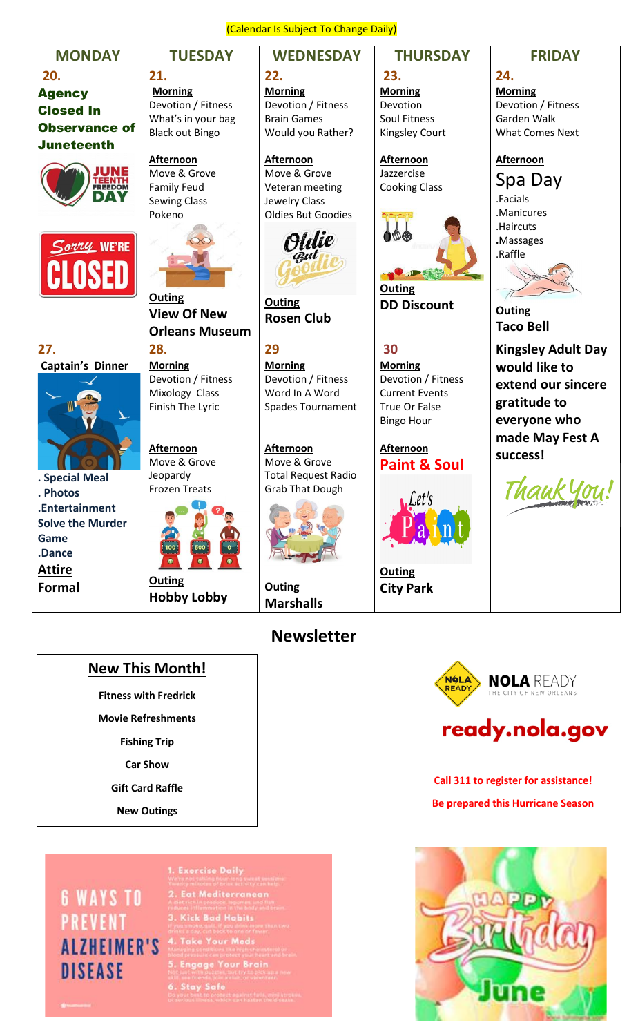(Calendar Is Subject To Change Daily)

| MONDAY | TUESDAY | WEDNESDAY | THURSDAY | FRIDAY |
|---|---|---|---|---|
| **20.** **Agency Closed In Observance of Juneteenth** JUNETEENTH FREEDOM DAY Sorry WE'RE CLOSED | **21.** **Morning** Devotion / Fitness What's in your bag Black out Bingo **Afternoon** Move & Grove Family Feud Sewing Class Pokeno **Outing** **View Of New Orleans Museum** | **22.** **Morning** Devotion / Fitness Brain Games Would you Rather? **Afternoon** Move & Grove Veteran meeting Jewelry Class Oldies But Goodies Oldie But Goodie **Outing** **Rosen Club** | **23.** **Morning** Devotion Soul Fitness Kingsley Court **Afternoon** Jazzercise Cooking Class **Outing** **DD Discount** | **24.** **Morning** Devotion / Fitness Garden Walk What Comes Next **Afternoon** Spa Day .Facials .Manicures .Haircuts .Massages .Raffle **Outing** **Taco Bell** |
| **27.** **Captain's Dinner** . Special Meal . Photos .Entertainment Solve the Murder Game .Dance **Attire** **Formal** | **28.** **Morning** Devotion / Fitness Mixology Class Finish The Lyric **Afternoon** Move & Grove Jeopardy Frozen Treats **Outing** **Hobby Lobby** | **29** **Morning** Devotion / Fitness Word In A Word Spades Tournament **Afternoon** Move & Grove Total Request Radio Grab That Dough **Outing** **Marshalls** | **30** **Morning** Devotion / Fitness Current Events True Or False Bingo Hour **Afternoon** **Paint & Soul** Let's Paint **Outing** **City Park** | **Kingsley Adult Day would like to extend our sincere gratitude to everyone who made May Fest A success!** Thank You! |

## Newsletter

### New This Month!

**Fitness with Fredrick**

**Movie Refreshments**

**Fishing Trip**

**Car Show**

**Gift Card Raffle**

**New Outings**

NOLA READY THE CITY OF NEW ORLEANS

**ready.nola.gov**

**Call 311 to register for assistance!**

**Be prepared this Hurricane Season**

6 WAYS TO PREVENT ALZHEIMER'S DISEASE

1. Exercise Daily
2. Eat Mediterranean
3. Kick Bad Habits
4. Take Your Meds
5. Engage Your Brain
6. Stay Safe

HAPPY Birthday June